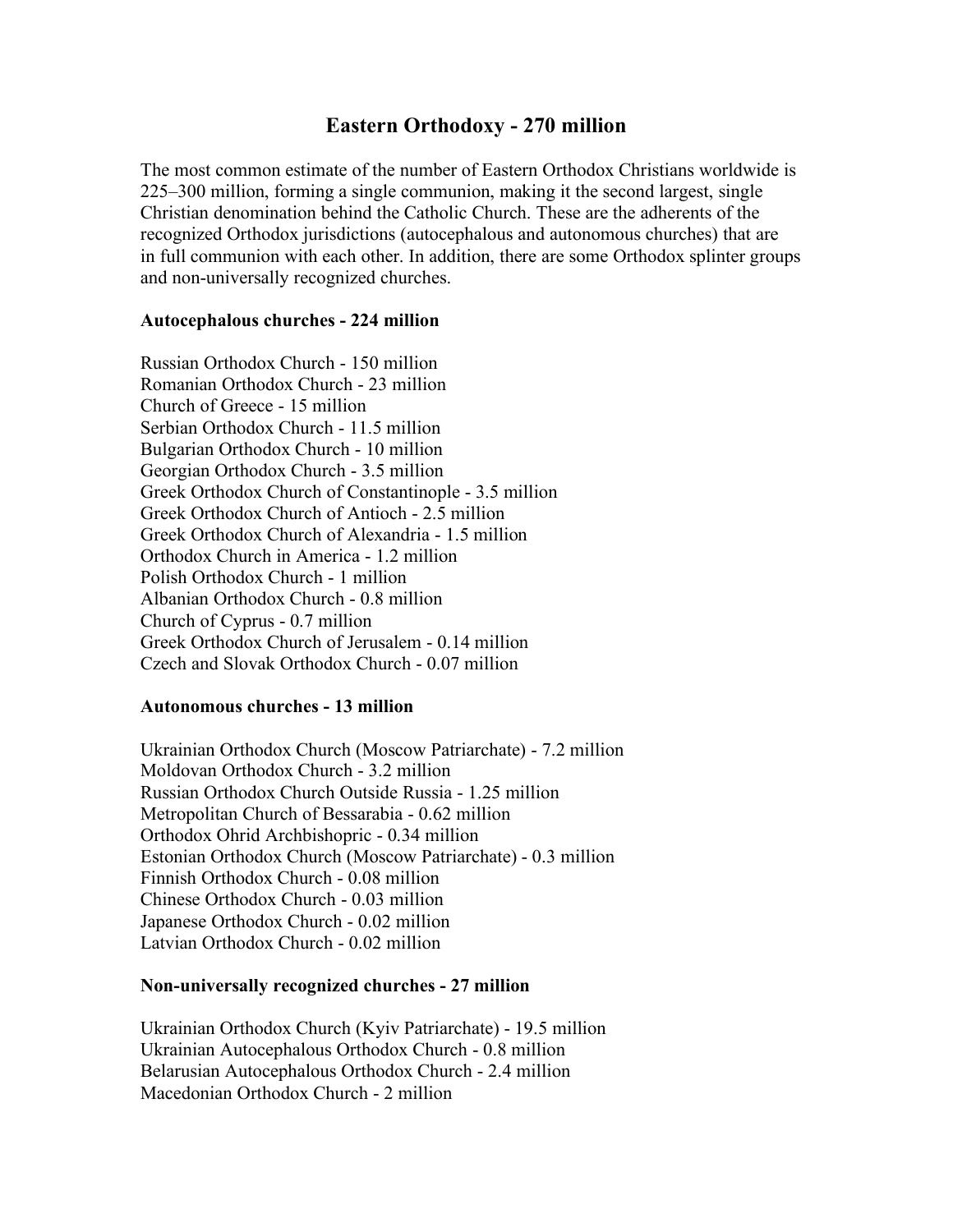# Eastern Orthodoxy - 270 million

The most common estimate of the number of Eastern Orthodox Christians worldwide is 225–300 million, forming a single communion, making it the second largest, single Christian denomination behind the Catholic Church. These are the adherents of the recognized Orthodox jurisdictions (autocephalous and autonomous churches) that are in full communion with each other. In addition, there are some Orthodox splinter groups and non-universally recognized churches.

**Autocephalous churches - 224 million**

Russian Orthodox Church - 150 million
Romanian Orthodox Church - 23 million
Church of Greece - 15 million
Serbian Orthodox Church - 11.5 million
Bulgarian Orthodox Church - 10 million
Georgian Orthodox Church - 3.5 million
Greek Orthodox Church of Constantinople - 3.5 million
Greek Orthodox Church of Antioch - 2.5 million
Greek Orthodox Church of Alexandria - 1.5 million
Orthodox Church in America - 1.2 million
Polish Orthodox Church - 1 million
Albanian Orthodox Church - 0.8 million
Church of Cyprus - 0.7 million
Greek Orthodox Church of Jerusalem - 0.14 million
Czech and Slovak Orthodox Church - 0.07 million

**Autonomous churches - 13 million**

Ukrainian Orthodox Church (Moscow Patriarchate) - 7.2 million
Moldovan Orthodox Church - 3.2 million
Russian Orthodox Church Outside Russia - 1.25 million
Metropolitan Church of Bessarabia - 0.62 million
Orthodox Ohrid Archbishopric - 0.34 million
Estonian Orthodox Church (Moscow Patriarchate) - 0.3 million
Finnish Orthodox Church - 0.08 million
Chinese Orthodox Church - 0.03 million
Japanese Orthodox Church - 0.02 million
Latvian Orthodox Church - 0.02 million

**Non-universally recognized churches - 27 million**

Ukrainian Orthodox Church (Kyiv Patriarchate) - 19.5 million
Ukrainian Autocephalous Orthodox Church - 0.8 million
Belarusian Autocephalous Orthodox Church - 2.4 million
Macedonian Orthodox Church - 2 million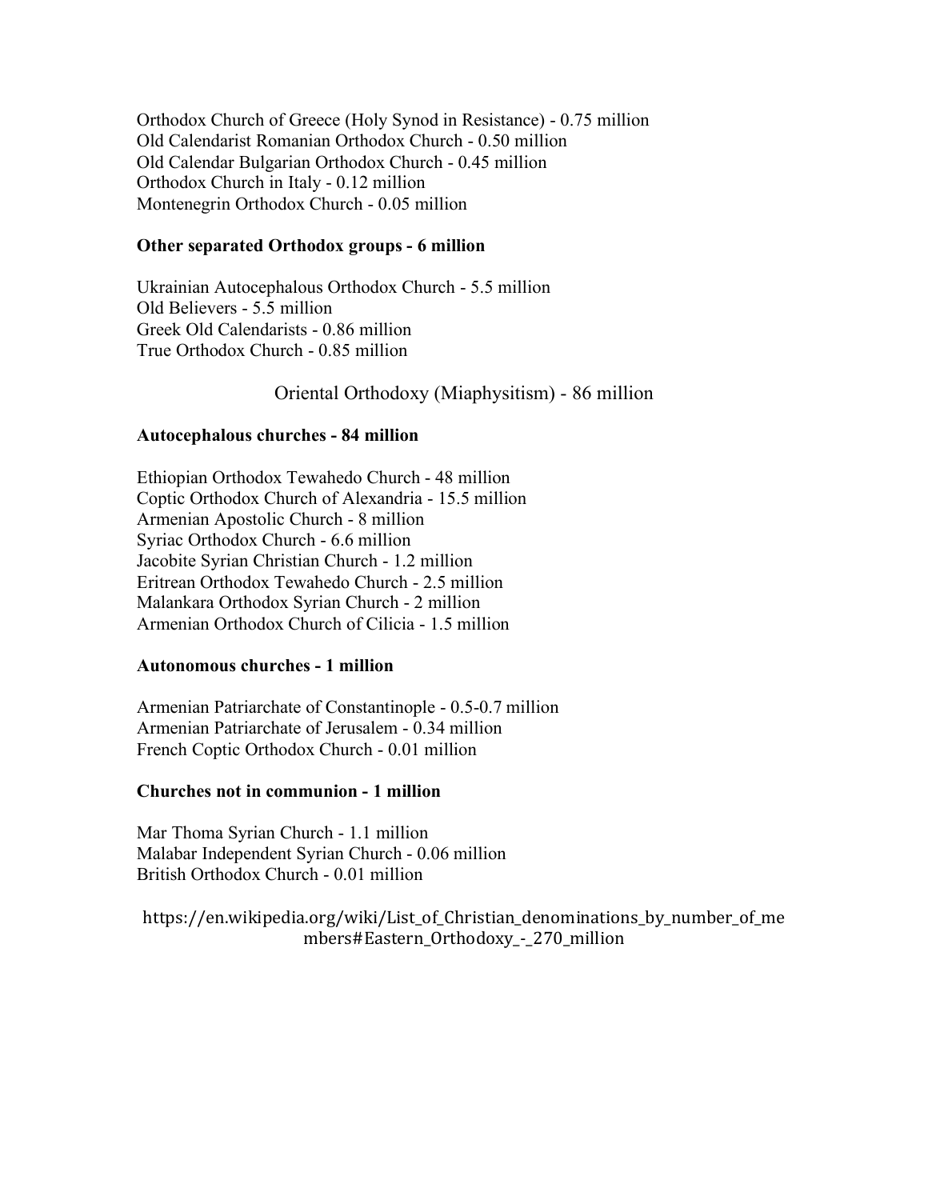Orthodox Church of Greece (Holy Synod in Resistance) - 0.75 million
Old Calendarist Romanian Orthodox Church - 0.50 million
Old Calendar Bulgarian Orthodox Church - 0.45 million
Orthodox Church in Italy - 0.12 million
Montenegrin Orthodox Church - 0.05 million

**Other separated Orthodox groups - 6 million**

Ukrainian Autocephalous Orthodox Church - 5.5 million
Old Believers - 5.5 million
Greek Old Calendarists - 0.86 million
True Orthodox Church - 0.85 million

## Oriental Orthodoxy (Miaphysitism) - 86 million

**Autocephalous churches - 84 million**

Ethiopian Orthodox Tewahedo Church - 48 million
Coptic Orthodox Church of Alexandria - 15.5 million
Armenian Apostolic Church - 8 million
Syriac Orthodox Church - 6.6 million
Jacobite Syrian Christian Church - 1.2 million
Eritrean Orthodox Tewahedo Church - 2.5 million
Malankara Orthodox Syrian Church - 2 million
Armenian Orthodox Church of Cilicia - 1.5 million

**Autonomous churches - 1 million**

Armenian Patriarchate of Constantinople - 0.5-0.7 million
Armenian Patriarchate of Jerusalem - 0.34 million
French Coptic Orthodox Church - 0.01 million

**Churches not in communion - 1 million**

Mar Thoma Syrian Church - 1.1 million
Malabar Independent Syrian Church - 0.06 million
British Orthodox Church - 0.01 million

https://en.wikipedia.org/wiki/List_of_Christian_denominations_by_number_of_members#Eastern_Orthodoxy_-_270_million